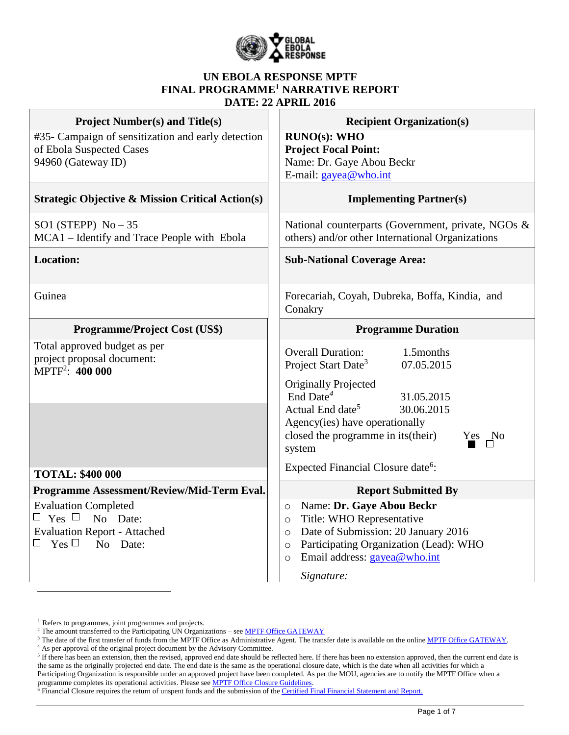# UN EBOLA RESPONSE MPTF
# FINAL PROGRAMME[1] NARRATIVE REPORT
# DATE: 22 APRIL 2016

| **Project Number(s) and Title(s)** | **Recipient Organization(s)** |
|---|---|
| #35- Campaign of sensitization and early detection of Ebola Suspected Cases<br>94960 (Gateway ID) | **RUNO(s): WHO**<br>**Project Focal Point:**<br>Name: Dr. Gaye Abou Beckr<br>E-mail: gayea@who.int |
| **Strategic Objective & Mission Critical Action(s)** | **Implementing Partner(s)** |
| SO1 (STEPP) No – 35<br>MCA1 – Identify and Trace People with Ebola | National counterparts (Government, private, NGOs & others) and/or other International Organizations |
| **Location:** | **Sub-National Coverage Area:** |
| Guinea | Forecariah, Coyah, Dubreka, Boffa, Kindia, and Conakry |
| **Programme/Project Cost (US$)** | **Programme Duration** |
| Total approved budget as per project proposal document:<br>MPTF[2]: **400 000**<br><br>**TOTAL: $400 000** | Overall Duration: 1.5months<br>Project Start Date[3] 07.05.2015<br>Originally Projected End Date[4] 31.05.2015<br>Actual End date[5] 30.06.2015<br>Agency(ies) have operationally closed the programme in its(their) system Yes ■ No ☐<br>Expected Financial Closure date[6]: |
| **Programme Assessment/Review/Mid-Term Eval.** | **Report Submitted By** |
| Evaluation Completed<br>☐ Yes ☐ No Date:<br>Evaluation Report - Attached<br>☐ Yes ☐ No Date: | ○ Name: **Dr. Gaye Abou Beckr**<br>○ Title: WHO Representative<br>○ Date of Submission: 20 January 2016<br>○ Participating Organization (Lead): WHO<br>○ Email address: gayea@who.int<br>*Signature:* |

---

[1] Refers to programmes, joint programmes and projects.

[2] The amount transferred to the Participating UN Organizations – see MPTF Office GATEWAY

[3] The date of the first transfer of funds from the MPTF Office as Administrative Agent. The transfer date is available on the online MPTF Office GATEWAY.

[4] As per approval of the original project document by the Advisory Committee.

[5] If there has been an extension, then the revised, approved end date should be reflected here. If there has been no extension approved, then the current end date is the same as the originally projected end date. The end date is the same as the operational closure date, which is the date when all activities for which a Participating Organization is responsible under an approved project have been completed. As per the MOU, agencies are to notify the MPTF Office when a programme completes its operational activities. Please see MPTF Office Closure Guidelines.

[6] Financial Closure requires the return of unspent funds and the submission of the Certified Final Financial Statement and Report.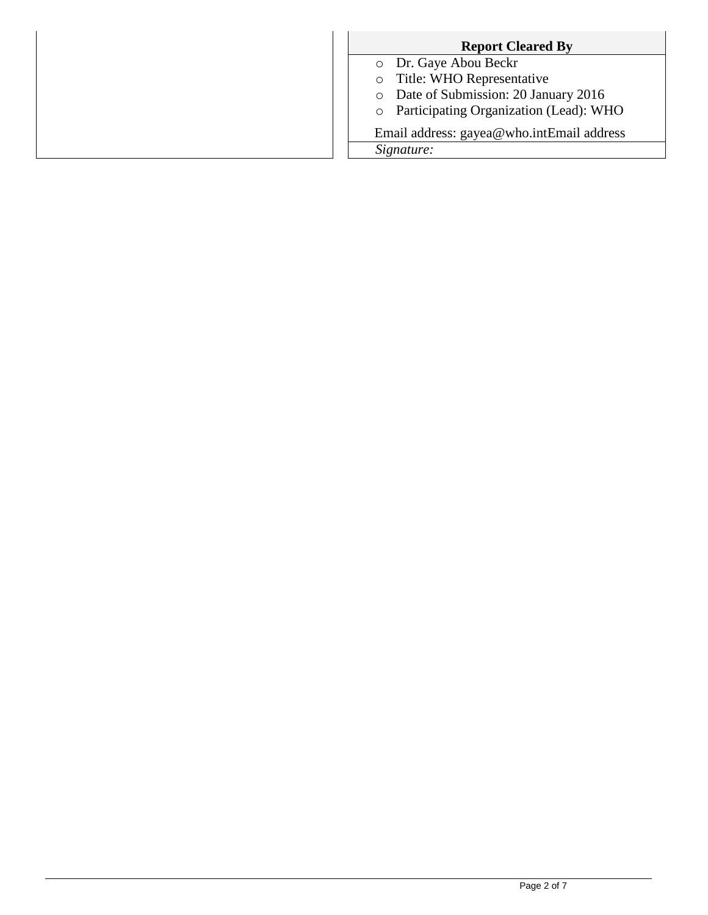| | **Report Cleared By** |
|---|---|
| | - Dr. Gaye Abou Beckr<br>- Title: WHO Representative<br>- Date of Submission: 20 January 2016<br>- Participating Organization (Lead): WHO<br><br>Email address: gayea@who.intEmail address |
| | *Signature:* |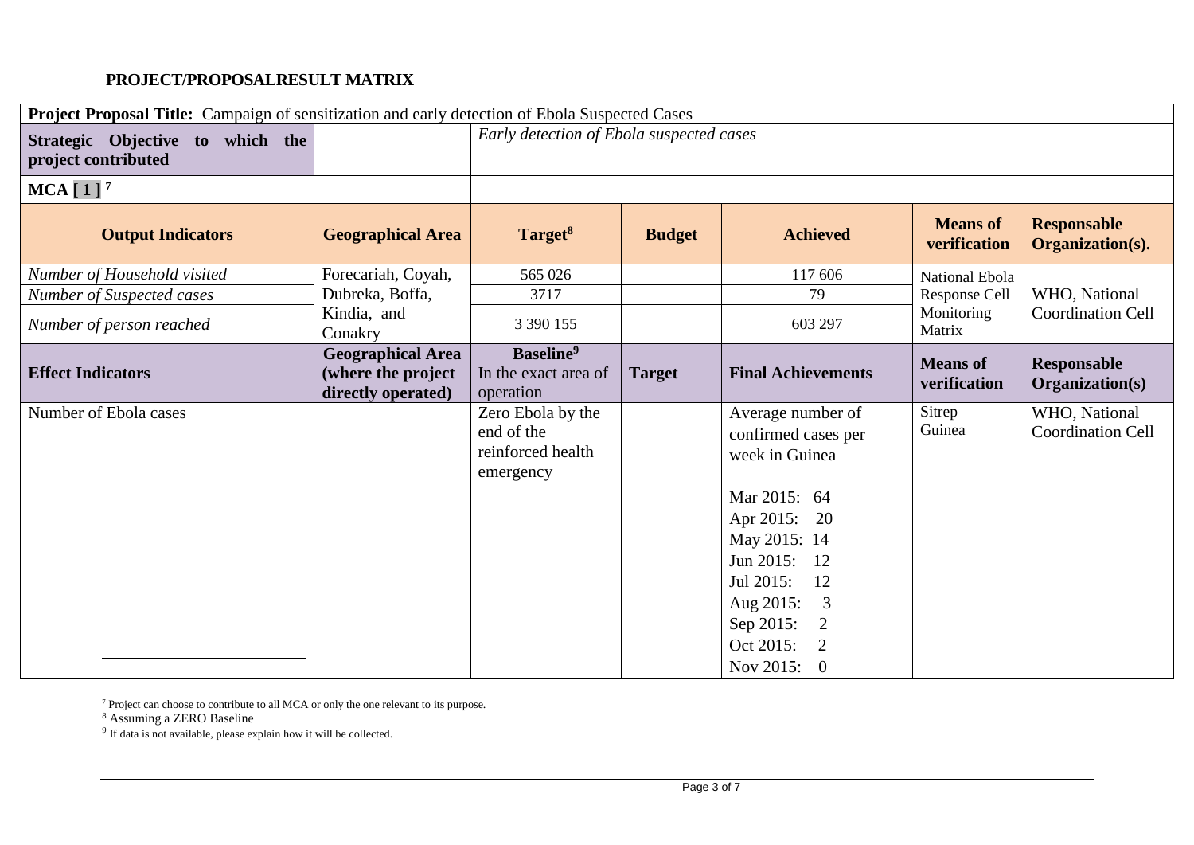**PROJECT/PROPOSALRESULT MATRIX**

| **Project Proposal Title:** Campaign of sensitization and early detection of Ebola Suspected Cases | | | | | | |
|---|---|---|---|---|---|---|
| **Strategic Objective to which the project contributed** | | *Early detection of Ebola suspected cases* | | | | |
| **MCA [ 1 ]** [7] | | | | | | |
| **Output Indicators** | **Geographical Area** | **Target**[8] | **Budget** | **Achieved** | **Means of verification** | **Responsable Organization(s).** |
| *Number of Household visited* | Forecariah, Coyah, Dubreka, Boffa, Kindia, and Conakry | 565 026 | | 117 606 | National Ebola Response Cell Monitoring Matrix | WHO, National Coordination Cell |
| *Number of Suspected cases* | | 3717 | | 79 | | |
| *Number of person reached* | | 3 390 155 | | 603 297 | | |
| **Effect Indicators** | **Geographical Area (where the project directly operated)** | **Baseline**[9] In the exact area of operation | **Target** | **Final Achievements** | **Means of verification** | **Responsable Organization(s)** |
| Number of Ebola cases | | Zero Ebola by the end of the reinforced health emergency | | Average number of confirmed cases per week in Guinea<br><br>Mar 2015: 64<br>Apr 2015: 20<br>May 2015: 14<br>Jun 2015: 12<br>Jul 2015: 12<br>Aug 2015: 3<br>Sep 2015: 2<br>Oct 2015: 2<br>Nov 2015: 0 | Sitrep Guinea | WHO, National Coordination Cell |

[7] Project can choose to contribute to all MCA or only the one relevant to its purpose.

[8] Assuming a ZERO Baseline

[9] If data is not available, please explain how it will be collected.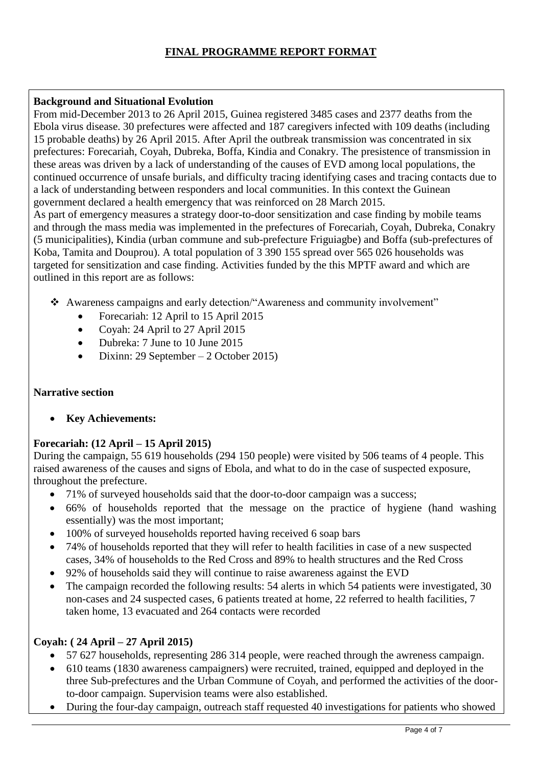# FINAL PROGRAMME REPORT FORMAT

**Background and Situational Evolution**

From mid-December 2013 to 26 April 2015, Guinea registered 3485 cases and 2377 deaths from the Ebola virus disease. 30 prefectures were affected and 187 caregivers infected with 109 deaths (including 15 probable deaths) by 26 April 2015. After April the outbreak transmission was concentrated in six prefectures: Forecariah, Coyah, Dubreka, Boffa, Kindia and Conakry. The presistence of transmission in these areas was driven by a lack of understanding of the causes of EVD among local populations, the continued occurrence of unsafe burials, and difficulty tracing identifying cases and tracing contacts due to a lack of understanding between responders and local communities. In this context the Guinean government declared a health emergency that was reinforced on 28 March 2015.

As part of emergency measures a strategy door-to-door sensitization and case finding by mobile teams and through the mass media was implemented in the prefectures of Forecariah, Coyah, Dubreka, Conakry (5 municipalities), Kindia (urban commune and sub-prefecture Friguiagbe) and Boffa (sub-prefectures of Koba, Tamita and Douprou). A total population of 3 390 155 spread over 565 026 households was targeted for sensitization and case finding. Activities funded by the this MPTF award and which are outlined in this report are as follows:

- Awareness campaigns and early detection/"Awareness and community involvement"
  - Forecariah: 12 April to 15 April 2015
  - Coyah: 24 April to 27 April 2015
  - Dubreka: 7 June to 10 June 2015
  - Dixinn: 29 September – 2 October 2015)

**Narrative section**

- **Key Achievements:**

**Forecariah: (12 April – 15 April 2015)**

During the campaign, 55 619 households (294 150 people) were visited by 506 teams of 4 people. This raised awareness of the causes and signs of Ebola, and what to do in the case of suspected exposure, throughout the prefecture.

- 71% of surveyed households said that the door-to-door campaign was a success;
- 66% of households reported that the message on the practice of hygiene (hand washing essentially) was the most important;
- 100% of surveyed households reported having received 6 soap bars
- 74% of households reported that they will refer to health facilities in case of a new suspected cases, 34% of households to the Red Cross and 89% to health structures and the Red Cross
- 92% of households said they will continue to raise awareness against the EVD
- The campaign recorded the following results: 54 alerts in which 54 patients were investigated, 30 non-cases and 24 suspected cases, 6 patients treated at home, 22 referred to health facilities, 7 taken home, 13 evacuated and 264 contacts were recorded

**Coyah: ( 24 April – 27 April 2015)**

- 57 627 households, representing 286 314 people, were reached through the awreness campaign.
- 610 teams (1830 awareness campaigners) were recruited, trained, equipped and deployed in the three Sub-prefectures and the Urban Commune of Coyah, and performed the activities of the door-to-door campaign. Supervision teams were also established.
- During the four-day campaign, outreach staff requested 40 investigations for patients who showed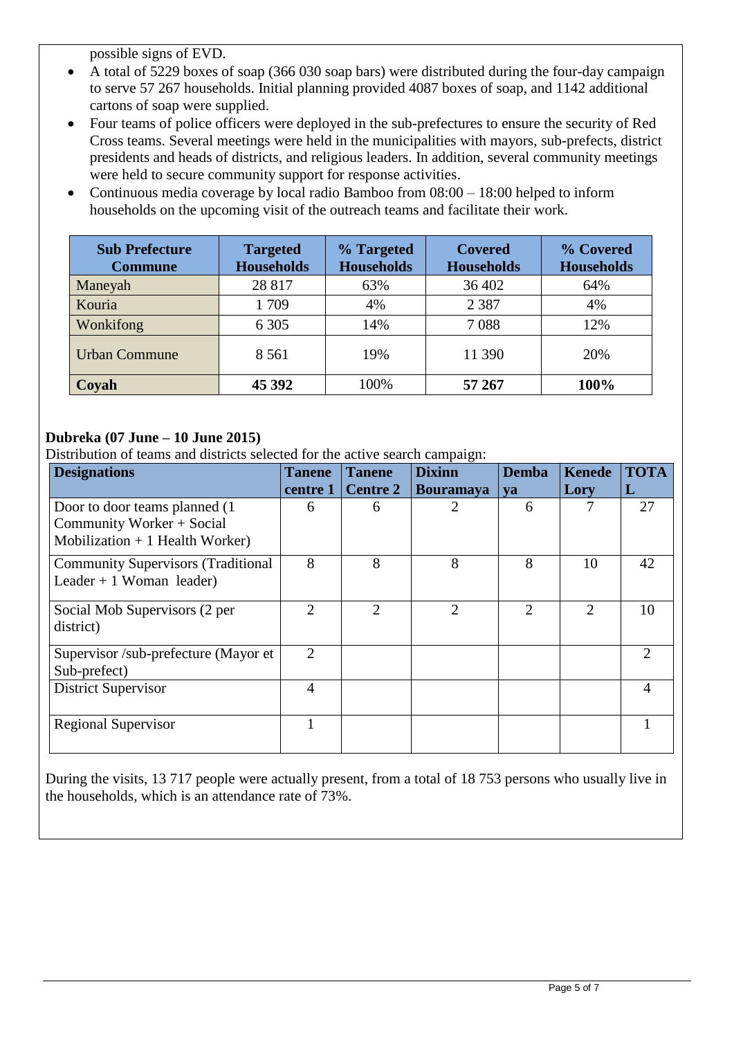possible signs of EVD.

- A total of 5229 boxes of soap (366 030 soap bars) were distributed during the four-day campaign to serve 57 267 households. Initial planning provided 4087 boxes of soap, and 1142 additional cartons of soap were supplied.
- Four teams of police officers were deployed in the sub-prefectures to ensure the security of Red Cross teams. Several meetings were held in the municipalities with mayors, sub-prefects, district presidents and heads of districts, and religious leaders. In addition, several community meetings were held to secure community support for response activities.
- Continuous media coverage by local radio Bamboo from 08:00 – 18:00 helped to inform households on the upcoming visit of the outreach teams and facilitate their work.

| Sub Prefecture Commune | Targeted Households | % Targeted Households | Covered Households | % Covered Households |
|---|---|---|---|---|
| Maneyah | 28 817 | 63% | 36 402 | 64% |
| Kouria | 1 709 | 4% | 2 387 | 4% |
| Wonkifong | 6 305 | 14% | 7 088 | 12% |
| Urban Commune | 8 561 | 19% | 11 390 | 20% |
| **Coyah** | **45 392** | 100% | **57 267** | **100%** |

**Dubreka (07 June – 10 June 2015)**

Distribution of teams and districts selected for the active search campaign:

| Designations | Tanene centre 1 | Tanene Centre 2 | Dixinn Bouramaya | Dembaya | Kenede Lory | TOTAL |
|---|---|---|---|---|---|---|
| Door to door teams planned (1 Community Worker + Social Mobilization + 1 Health Worker) | 6 | 6 | 2 | 6 | 7 | 27 |
| Community Supervisors (Traditional Leader + 1 Woman leader) | 8 | 8 | 8 | 8 | 10 | 42 |
| Social Mob Supervisors (2 per district) | 2 | 2 | 2 | 2 | 2 | 10 |
| Supervisor /sub-prefecture (Mayor et Sub-prefect) | 2 | | | | | 2 |
| District Supervisor | 4 | | | | | 4 |
| Regional Supervisor | 1 | | | | | 1 |

During the visits, 13 717 people were actually present, from a total of 18 753 persons who usually live in the households, which is an attendance rate of 73%.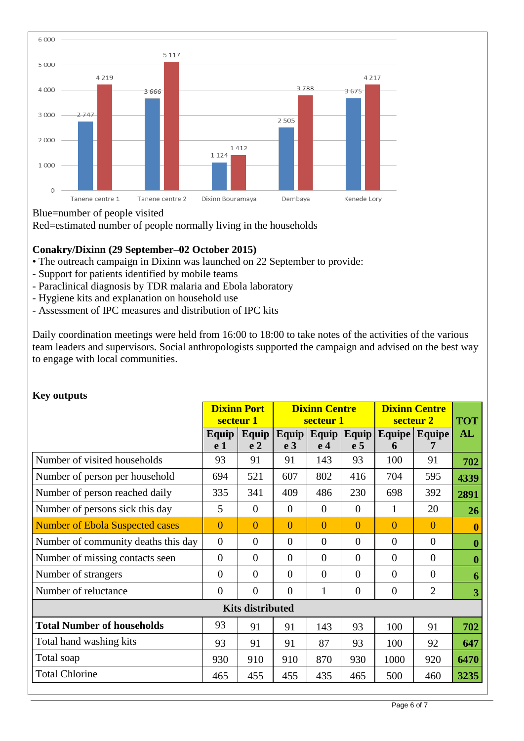| | Tanene centre 1 | Tanene centre 2 | Dixinn Bouramaya | Dembaya | Kenede Lory |
|---|---|---|---|---|---|
| Blue | 2 747 | 3 666 | 1 124 | 2 505 | 3 675 |
| Red | 4 219 | 5 117 | 1 412 | 3 788 | 4 217 |

Blue=number of people visited
Red=estimated number of people normally living in the households

**Conakry/Dixinn (29 September–02 October 2015)**

- The outreach campaign in Dixinn was launched on 22 September to provide:
  - Support for patients identified by mobile teams
  - Paraclinical diagnosis by TDR malaria and Ebola laboratory
  - Hygiene kits and explanation on household use
  - Assessment of IPC measures and distribution of IPC kits

Daily coordination meetings were held from 16:00 to 18:00 to take notes of the activities of the various team leaders and supervisors. Social anthropologists supported the campaign and advised on the best way to engage with local communities.

**Key outputs**

| | **Dixinn Port secteur 1** | | **Dixinn Centre secteur 1** | | | **Dixinn Centre secteur 2** | | **TOTAL** |
|---|---|---|---|---|---|---|---|---|
| | **Equipe 1** | **Equipe 2** | **Equipe 3** | **Equipe 4** | **Equipe 5** | **Equipe 6** | **Equipe 7** | |
| Number of visited households | 93 | 91 | 91 | 143 | 93 | 100 | 91 | **702** |
| Number of person per household | 694 | 521 | 607 | 802 | 416 | 704 | 595 | **4339** |
| Number of person reached daily | 335 | 341 | 409 | 486 | 230 | 698 | 392 | **2891** |
| Number of persons sick this day | 5 | 0 | 0 | 0 | 0 | 1 | 20 | **26** |
| Number of Ebola Suspected cases | 0 | 0 | 0 | 0 | 0 | 0 | 0 | **0** |
| Number of community deaths this day | 0 | 0 | 0 | 0 | 0 | 0 | 0 | **0** |
| Number of missing contacts seen | 0 | 0 | 0 | 0 | 0 | 0 | 0 | **0** |
| Number of strangers | 0 | 0 | 0 | 0 | 0 | 0 | 0 | **6** |
| Number of reluctance | 0 | 0 | 0 | 1 | 0 | 0 | 2 | **3** |
| **Kits distributed** | | | | | | | | |
| **Total Number of households** | 93 | 91 | 91 | 143 | 93 | 100 | 91 | **702** |
| Total hand washing kits | 93 | 91 | 91 | 87 | 93 | 100 | 92 | **647** |
| Total soap | 930 | 910 | 910 | 870 | 930 | 1000 | 920 | **6470** |
| Total Chlorine | 465 | 455 | 455 | 435 | 465 | 500 | 460 | **3235** |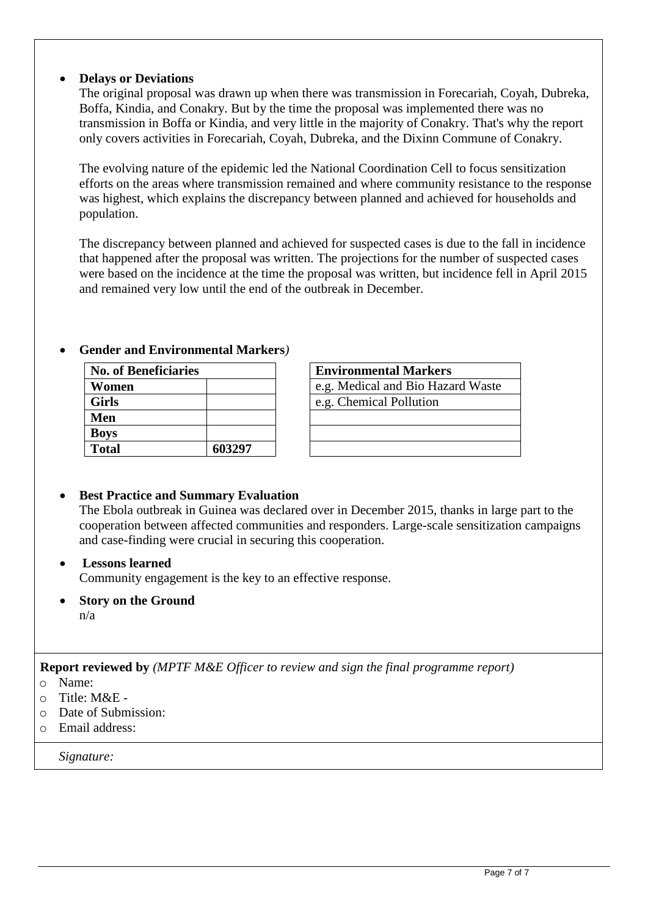- **Delays or Deviations**

  The original proposal was drawn up when there was transmission in Forecariah, Coyah, Dubreka, Boffa, Kindia, and Conakry. But by the time the proposal was implemented there was no transmission in Boffa or Kindia, and very little in the majority of Conakry. That's why the report only covers activities in Forecariah, Coyah, Dubreka, and the Dixinn Commune of Conakry.

  The evolving nature of the epidemic led the National Coordination Cell to focus sensitization efforts on the areas where transmission remained and where community resistance to the response was highest, which explains the discrepancy between planned and achieved for households and population.

  The discrepancy between planned and achieved for suspected cases is due to the fall in incidence that happened after the proposal was written. The projections for the number of suspected cases were based on the incidence at the time the proposal was written, but incidence fell in April 2015 and remained very low until the end of the outbreak in December.

- **Gender and Environmental Markers***)*

| **No. of Beneficiaries** | |
|---|---|
| **Women** | |
| **Girls** | |
| **Men** | |
| **Boys** | |
| **Total** | **603297** |

| **Environmental Markers** |
|---|
| e.g. Medical and Bio Hazard Waste |
| e.g. Chemical Pollution |
| |
| |
| |

- **Best Practice and Summary Evaluation**

  The Ebola outbreak in Guinea was declared over in December 2015, thanks in large part to the cooperation between affected communities and responders. Large-scale sensitization campaigns and case-finding were crucial in securing this cooperation.

- **Lessons learned**

  Community engagement is the key to an effective response.

- **Story on the Ground**

  n/a

**Report reviewed by** *(MPTF M&E Officer to review and sign the final programme report)*

- Name:
- Title: M&E -
- Date of Submission:
- Email address:

*Signature:*